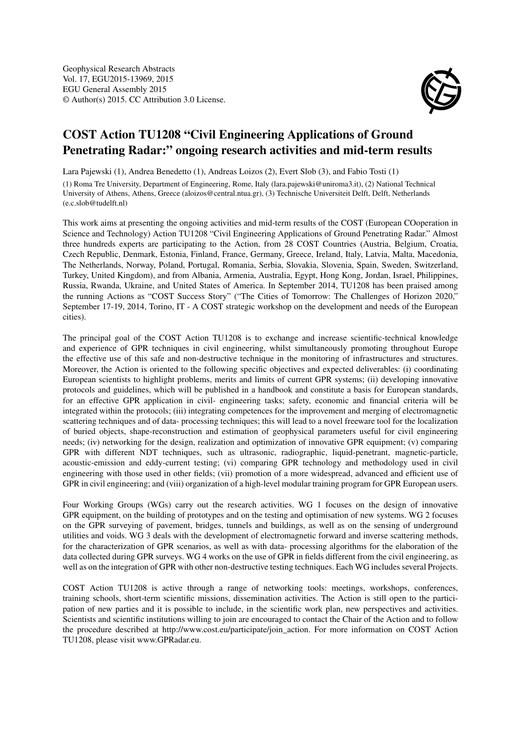Geophysical Research Abstracts
Vol. 17, EGU2015-13969, 2015
EGU General Assembly 2015
© Author(s) 2015. CC Attribution 3.0 License.

# COST Action TU1208 "Civil Engineering Applications of Ground Penetrating Radar:" ongoing research activities and mid-term results

Lara Pajewski (1), Andrea Benedetto (1), Andreas Loizos (2), Evert Slob (3), and Fabio Tosti (1)

(1) Roma Tre University, Department of Engineering, Rome, Italy (lara.pajewski@uniroma3.it), (2) National Technical University of Athens, Athens, Greece (aloizos@central.ntua.gr), (3) Technische Universiteit Delft, Delft, Netherlands (e.c.slob@tudelft.nl)

This work aims at presenting the ongoing activities and mid-term results of the COST (European COoperation in Science and Technology) Action TU1208 "Civil Engineering Applications of Ground Penetrating Radar." Almost three hundreds experts are participating to the Action, from 28 COST Countries (Austria, Belgium, Croatia, Czech Republic, Denmark, Estonia, Finland, France, Germany, Greece, Ireland, Italy, Latvia, Malta, Macedonia, The Netherlands, Norway, Poland, Portugal, Romania, Serbia, Slovakia, Slovenia, Spain, Sweden, Switzerland, Turkey, United Kingdom), and from Albania, Armenia, Australia, Egypt, Hong Kong, Jordan, Israel, Philippines, Russia, Rwanda, Ukraine, and United States of America. In September 2014, TU1208 has been praised among the running Actions as "COST Success Story" ("The Cities of Tomorrow: The Challenges of Horizon 2020," September 17-19, 2014, Torino, IT - A COST strategic workshop on the development and needs of the European cities).

The principal goal of the COST Action TU1208 is to exchange and increase scientific-technical knowledge and experience of GPR techniques in civil engineering, whilst simultaneously promoting throughout Europe the effective use of this safe and non-destructive technique in the monitoring of infrastructures and structures. Moreover, the Action is oriented to the following specific objectives and expected deliverables: (i) coordinating European scientists to highlight problems, merits and limits of current GPR systems; (ii) developing innovative protocols and guidelines, which will be published in a handbook and constitute a basis for European standards, for an effective GPR application in civil- engineering tasks; safety, economic and financial criteria will be integrated within the protocols; (iii) integrating competences for the improvement and merging of electromagnetic scattering techniques and of data- processing techniques; this will lead to a novel freeware tool for the localization of buried objects, shape-reconstruction and estimation of geophysical parameters useful for civil engineering needs; (iv) networking for the design, realization and optimization of innovative GPR equipment; (v) comparing GPR with different NDT techniques, such as ultrasonic, radiographic, liquid-penetrant, magnetic-particle, acoustic-emission and eddy-current testing; (vi) comparing GPR technology and methodology used in civil engineering with those used in other fields; (vii) promotion of a more widespread, advanced and efficient use of GPR in civil engineering; and (viii) organization of a high-level modular training program for GPR European users.

Four Working Groups (WGs) carry out the research activities. WG 1 focuses on the design of innovative GPR equipment, on the building of prototypes and on the testing and optimisation of new systems. WG 2 focuses on the GPR surveying of pavement, bridges, tunnels and buildings, as well as on the sensing of underground utilities and voids. WG 3 deals with the development of electromagnetic forward and inverse scattering methods, for the characterization of GPR scenarios, as well as with data- processing algorithms for the elaboration of the data collected during GPR surveys. WG 4 works on the use of GPR in fields different from the civil engineering, as well as on the integration of GPR with other non-destructive testing techniques. Each WG includes several Projects.

COST Action TU1208 is active through a range of networking tools: meetings, workshops, conferences, training schools, short-term scientific missions, dissemination activities. The Action is still open to the participation of new parties and it is possible to include, in the scientific work plan, new perspectives and activities. Scientists and scientific institutions willing to join are encouraged to contact the Chair of the Action and to follow the procedure described at http://www.cost.eu/participate/join_action. For more information on COST Action TU1208, please visit www.GPRadar.eu.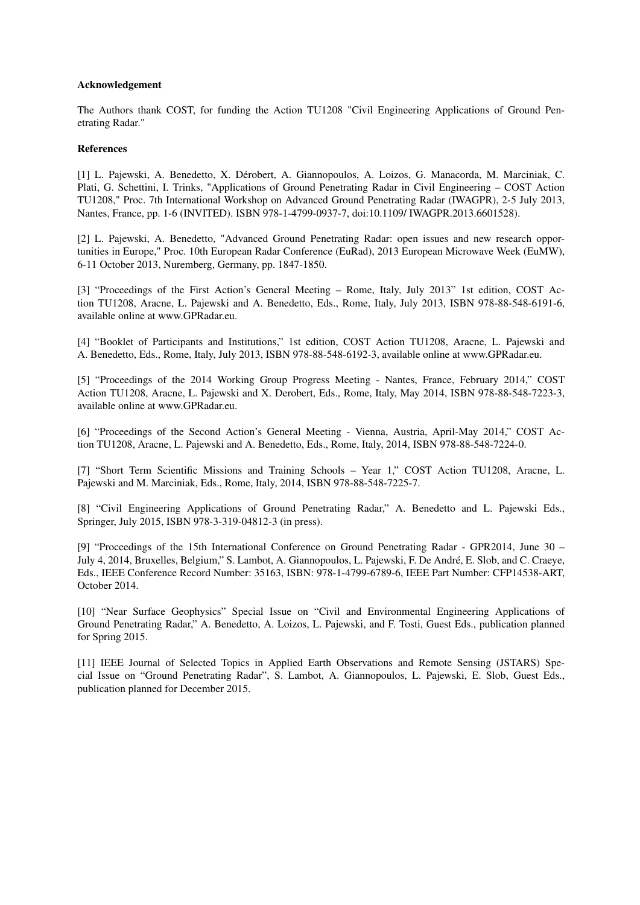**Acknowledgement**

The Authors thank COST, for funding the Action TU1208 "Civil Engineering Applications of Ground Penetrating Radar."

**References**

[1] L. Pajewski, A. Benedetto, X. Dérobert, A. Giannopoulos, A. Loizos, G. Manacorda, M. Marciniak, C. Plati, G. Schettini, I. Trinks, "Applications of Ground Penetrating Radar in Civil Engineering – COST Action TU1208," Proc. 7th International Workshop on Advanced Ground Penetrating Radar (IWAGPR), 2-5 July 2013, Nantes, France, pp. 1-6 (INVITED). ISBN 978-1-4799-0937-7, doi:10.1109/ IWAGPR.2013.6601528).

[2] L. Pajewski, A. Benedetto, "Advanced Ground Penetrating Radar: open issues and new research opportunities in Europe," Proc. 10th European Radar Conference (EuRad), 2013 European Microwave Week (EuMW), 6-11 October 2013, Nuremberg, Germany, pp. 1847-1850.

[3] "Proceedings of the First Action's General Meeting – Rome, Italy, July 2013" 1st edition, COST Action TU1208, Aracne, L. Pajewski and A. Benedetto, Eds., Rome, Italy, July 2013, ISBN 978-88-548-6191-6, available online at www.GPRadar.eu.

[4] "Booklet of Participants and Institutions," 1st edition, COST Action TU1208, Aracne, L. Pajewski and A. Benedetto, Eds., Rome, Italy, July 2013, ISBN 978-88-548-6192-3, available online at www.GPRadar.eu.

[5] "Proceedings of the 2014 Working Group Progress Meeting - Nantes, France, February 2014," COST Action TU1208, Aracne, L. Pajewski and X. Derobert, Eds., Rome, Italy, May 2014, ISBN 978-88-548-7223-3, available online at www.GPRadar.eu.

[6] "Proceedings of the Second Action's General Meeting - Vienna, Austria, April-May 2014," COST Action TU1208, Aracne, L. Pajewski and A. Benedetto, Eds., Rome, Italy, 2014, ISBN 978-88-548-7224-0.

[7] "Short Term Scientific Missions and Training Schools – Year 1," COST Action TU1208, Aracne, L. Pajewski and M. Marciniak, Eds., Rome, Italy, 2014, ISBN 978-88-548-7225-7.

[8] "Civil Engineering Applications of Ground Penetrating Radar," A. Benedetto and L. Pajewski Eds., Springer, July 2015, ISBN 978-3-319-04812-3 (in press).

[9] "Proceedings of the 15th International Conference on Ground Penetrating Radar - GPR2014, June 30 – July 4, 2014, Bruxelles, Belgium," S. Lambot, A. Giannopoulos, L. Pajewski, F. De André, E. Slob, and C. Craeye, Eds., IEEE Conference Record Number: 35163, ISBN: 978-1-4799-6789-6, IEEE Part Number: CFP14538-ART, October 2014.

[10] "Near Surface Geophysics" Special Issue on "Civil and Environmental Engineering Applications of Ground Penetrating Radar," A. Benedetto, A. Loizos, L. Pajewski, and F. Tosti, Guest Eds., publication planned for Spring 2015.

[11] IEEE Journal of Selected Topics in Applied Earth Observations and Remote Sensing (JSTARS) Special Issue on "Ground Penetrating Radar", S. Lambot, A. Giannopoulos, L. Pajewski, E. Slob, Guest Eds., publication planned for December 2015.